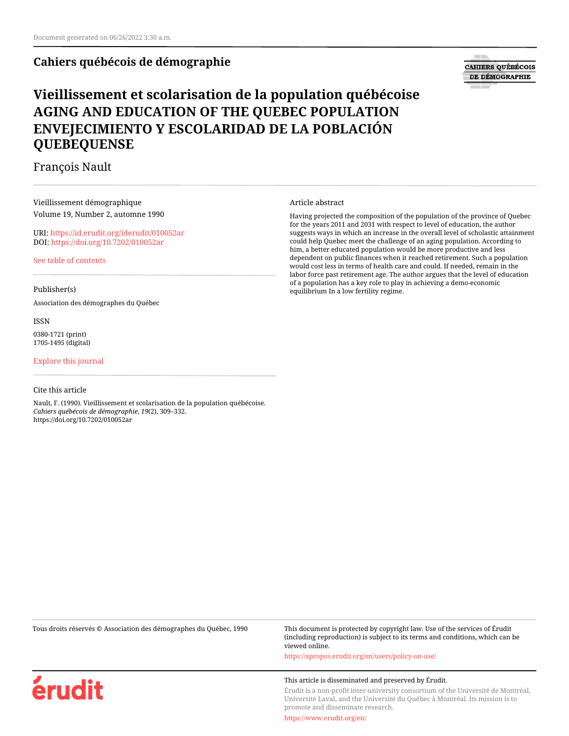Document generated on 06/26/2022 3:30 a.m.

**Cahiers québécois de démographie**

# Vieillissement et scolarisation de la population québécoise
# AGING AND EDUCATION OF THE QUEBEC POPULATION
# ENVEJECIMIENTO Y ESCOLARIDAD DE LA POBLACIÓN QUEBEQUENSE

François Nault

Vieillissement démographique
Volume 19, Number 2, automne 1990

URI: https://id.erudit.org/iderudit/010052ar
DOI: https://doi.org/10.7202/010052ar

See table of contents

Publisher(s)

Association des démographes du Québec

ISSN

0380-1721 (print)
1705-1495 (digital)

Explore this journal

Cite this article

Nault, F. (1990). Vieillissement et scolarisation de la population québécoise. *Cahiers québécois de démographie*, *19*(2), 309–332. https://doi.org/10.7202/010052ar

Article abstract

Having projected the composition of the population of the province of Quebec for the years 2011 and 2031 with respect to level of education, the author suggests ways in which an increase in the overall level of scholastic attainment could help Quebec meet the challenge of an aging population. According to him, a better educated population would be more productive and less dependent on public finances when it reached retirement. Such a population would cost less in terms of health care and could. If needed, remain in the labor force past retirement age. The author argues that the level of education of a population has a key role to play in achieving a demo-economic equilibrium In a low fertility regime.

Tous droits réservés © Association des démographes du Québec, 1990

This document is protected by copyright law. Use of the services of Érudit (including reproduction) is subject to its terms and conditions, which can be viewed online.

https://apropos.erudit.org/en/users/policy-on-use/

This article is disseminated and preserved by Érudit.

Érudit is a non-profit inter-university consortium of the Université de Montréal, Université Laval, and the Université du Québec à Montréal. Its mission is to promote and disseminate research.

https://www.erudit.org/en/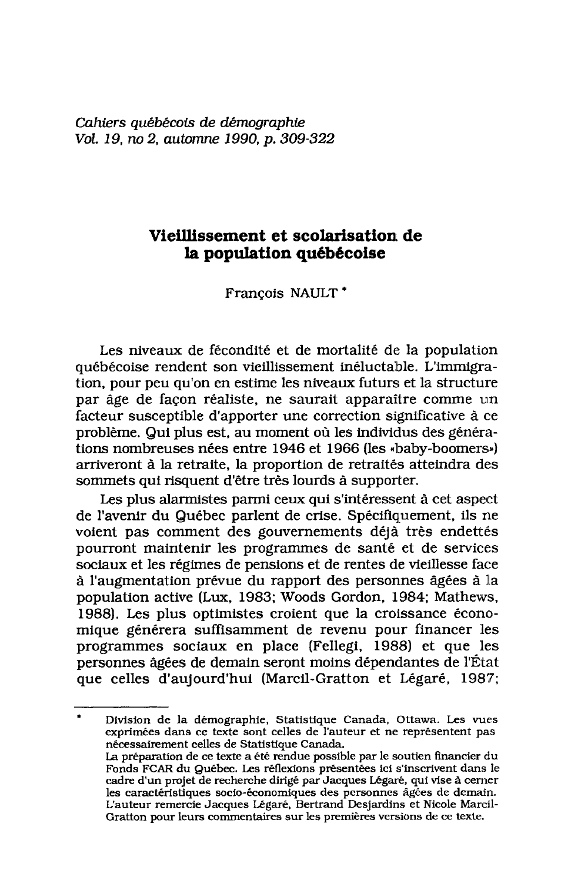*Cahiers québécois de démographie*
*Vol. 19, no 2, automne 1990, p. 309-322*

# Vieillissement et scolarisation de la population québécoise

François NAULT *

Les niveaux de fécondité et de mortalité de la population québécoise rendent son vieillissement inéluctable. L'immigration, pour peu qu'on en estime les niveaux futurs et la structure par âge de façon réaliste, ne saurait apparaître comme un facteur susceptible d'apporter une correction significative à ce problème. Qui plus est, au moment où les individus des générations nombreuses nées entre 1946 et 1966 (les «baby-boomers») arriveront à la retraite, la proportion de retraités atteindra des sommets qui risquent d'être très lourds à supporter.

Les plus alarmistes parmi ceux qui s'intéressent à cet aspect de l'avenir du Québec parlent de crise. Spécifiquement, ils ne voient pas comment des gouvernements déjà très endettés pourront maintenir les programmes de santé et de services sociaux et les régimes de pensions et de rentes de vieillesse face à l'augmentation prévue du rapport des personnes âgées à la population active (Lux, 1983; Woods Gordon, 1984; Mathews, 1988). Les plus optimistes croient que la croissance économique générera suffisamment de revenu pour financer les programmes sociaux en place (Fellegi, 1988) et que les personnes âgées de demain seront moins dépendantes de l'État que celles d'aujourd'hui (Marcil-Gratton et Légaré, 1987;

---

* Division de la démographie, Statistique Canada, Ottawa. Les vues exprimées dans ce texte sont celles de l'auteur et ne représentent pas nécessairement celles de Statistique Canada.
La préparation de ce texte a été rendue possible par le soutien financier du Fonds FCAR du Québec. Les réflexions présentées ici s'inscrivent dans le cadre d'un projet de recherche dirigé par Jacques Légaré, qui vise à cerner les caractéristiques socio-économiques des personnes âgées de demain. L'auteur remercie Jacques Légaré, Bertrand Desjardins et Nicole Marcil-Gratton pour leurs commentaires sur les premières versions de ce texte.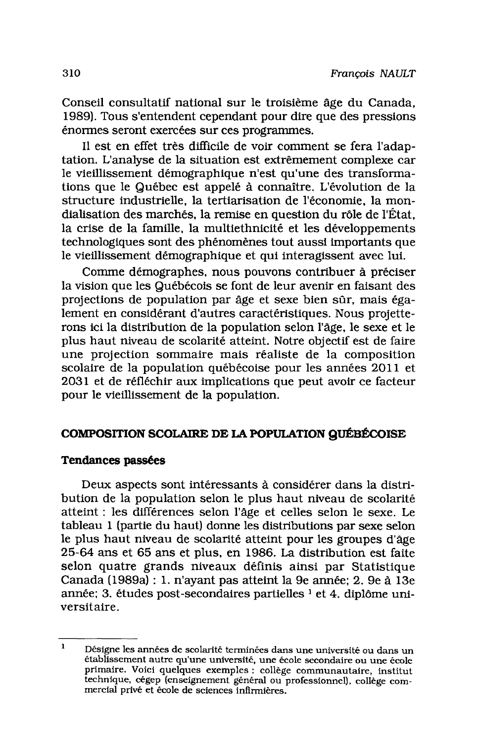Conseil consultatif national sur le troisième âge du Canada, 1989). Tous s'entendent cependant pour dire que des pressions énormes seront exercées sur ces programmes.

Il est en effet très difficile de voir comment se fera l'adaptation. L'analyse de la situation est extrêmement complexe car le vieillissement démographique n'est qu'une des transformations que le Québec est appelé à connaître. L'évolution de la structure industrielle, la tertiarisation de l'économie, la mondialisation des marchés, la remise en question du rôle de l'État, la crise de la famille, la multiethnicité et les développements technologiques sont des phénomènes tout aussi importants que le vieillissement démographique et qui interagissent avec lui.

Comme démographes, nous pouvons contribuer à préciser la vision que les Québécois se font de leur avenir en faisant des projections de population par âge et sexe bien sûr, mais également en considérant d'autres caractéristiques. Nous projetterons ici la distribution de la population selon l'âge, le sexe et le plus haut niveau de scolarité atteint. Notre objectif est de faire une projection sommaire mais réaliste de la composition scolaire de la population québécoise pour les années 2011 et 2031 et de réfléchir aux implications que peut avoir ce facteur pour le vieillissement de la population.

## COMPOSITION SCOLAIRE DE LA POPULATION QUÉBÉCOISE

### Tendances passées

Deux aspects sont intéressants à considérer dans la distribution de la population selon le plus haut niveau de scolarité atteint : les différences selon l'âge et celles selon le sexe. Le tableau 1 (partie du haut) donne les distributions par sexe selon le plus haut niveau de scolarité atteint pour les groupes d'âge 25-64 ans et 65 ans et plus, en 1986. La distribution est faite selon quatre grands niveaux définis ainsi par Statistique Canada (1989a) : 1. n'ayant pas atteint la 9e année; 2. 9e à 13e année; 3. études post-secondaires partielles [1] et 4. diplôme universitaire.

---

[1] Désigne les années de scolarité terminées dans une université ou dans un établissement autre qu'une université, une école secondaire ou une école primaire. Voici quelques exemples : collège communautaire, institut technique, cégep (enseignement général ou professionnel), collège commercial privé et école de sciences infirmières.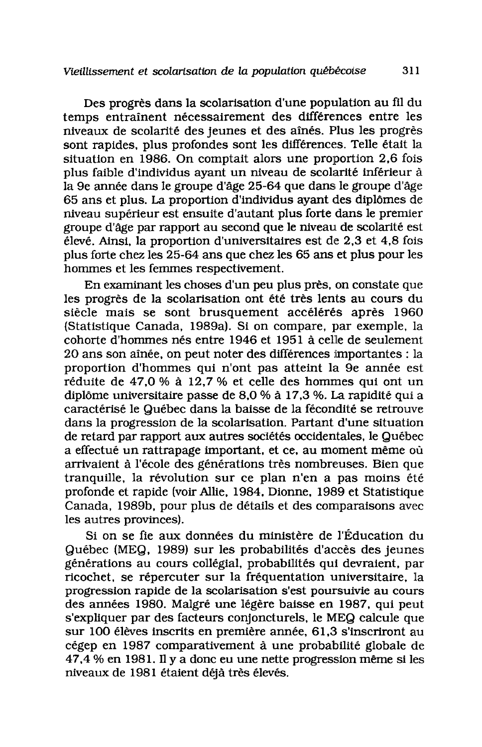Des progrès dans la scolarisation d'une population au fil du temps entraînent nécessairement des différences entre les niveaux de scolarité des jeunes et des aînés. Plus les progrès sont rapides, plus profondes sont les différences. Telle était la situation en 1986. On comptait alors une proportion 2,6 fois plus faible d'individus ayant un niveau de scolarité inférieur à la 9e année dans le groupe d'âge 25-64 que dans le groupe d'âge 65 ans et plus. La proportion d'individus ayant des diplômes de niveau supérieur est ensuite d'autant plus forte dans le premier groupe d'âge par rapport au second que le niveau de scolarité est élevé. Ainsi, la proportion d'universitaires est de 2,3 et 4,8 fois plus forte chez les 25-64 ans que chez les 65 ans et plus pour les hommes et les femmes respectivement.

En examinant les choses d'un peu plus près, on constate que les progrès de la scolarisation ont été très lents au cours du siècle mais se sont brusquement accélérés après 1960 (Statistique Canada, 1989a). Si on compare, par exemple, la cohorte d'hommes nés entre 1946 et 1951 à celle de seulement 20 ans son aînée, on peut noter des différences importantes : la proportion d'hommes qui n'ont pas atteint la 9e année est réduite de 47,0 % à 12,7 % et celle des hommes qui ont un diplôme universitaire passe de 8,0 % à 17,3 %. La rapidité qui a caractérisé le Québec dans la baisse de la fécondité se retrouve dans la progression de la scolarisation. Partant d'une situation de retard par rapport aux autres sociétés occidentales, le Québec a effectué un rattrapage important, et ce, au moment même où arrivaient à l'école des générations très nombreuses. Bien que tranquille, la révolution sur ce plan n'en a pas moins été profonde et rapide (voir Allie, 1984, Dionne, 1989 et Statistique Canada, 1989b, pour plus de détails et des comparaisons avec les autres provinces).

Si on se fie aux données du ministère de l'Éducation du Québec (MEQ, 1989) sur les probabilités d'accès des jeunes générations au cours collégial, probabilités qui devraient, par ricochet, se répercuter sur la fréquentation universitaire, la progression rapide de la scolarisation s'est poursuivie au cours des années 1980. Malgré une légère baisse en 1987, qui peut s'expliquer par des facteurs conjoncturels, le MEQ calcule que sur 100 élèves inscrits en première année, 61,3 s'inscriront au cégep en 1987 comparativement à une probabilité globale de 47,4 % en 1981. Il y a donc eu une nette progression même si les niveaux de 1981 étaient déjà très élevés.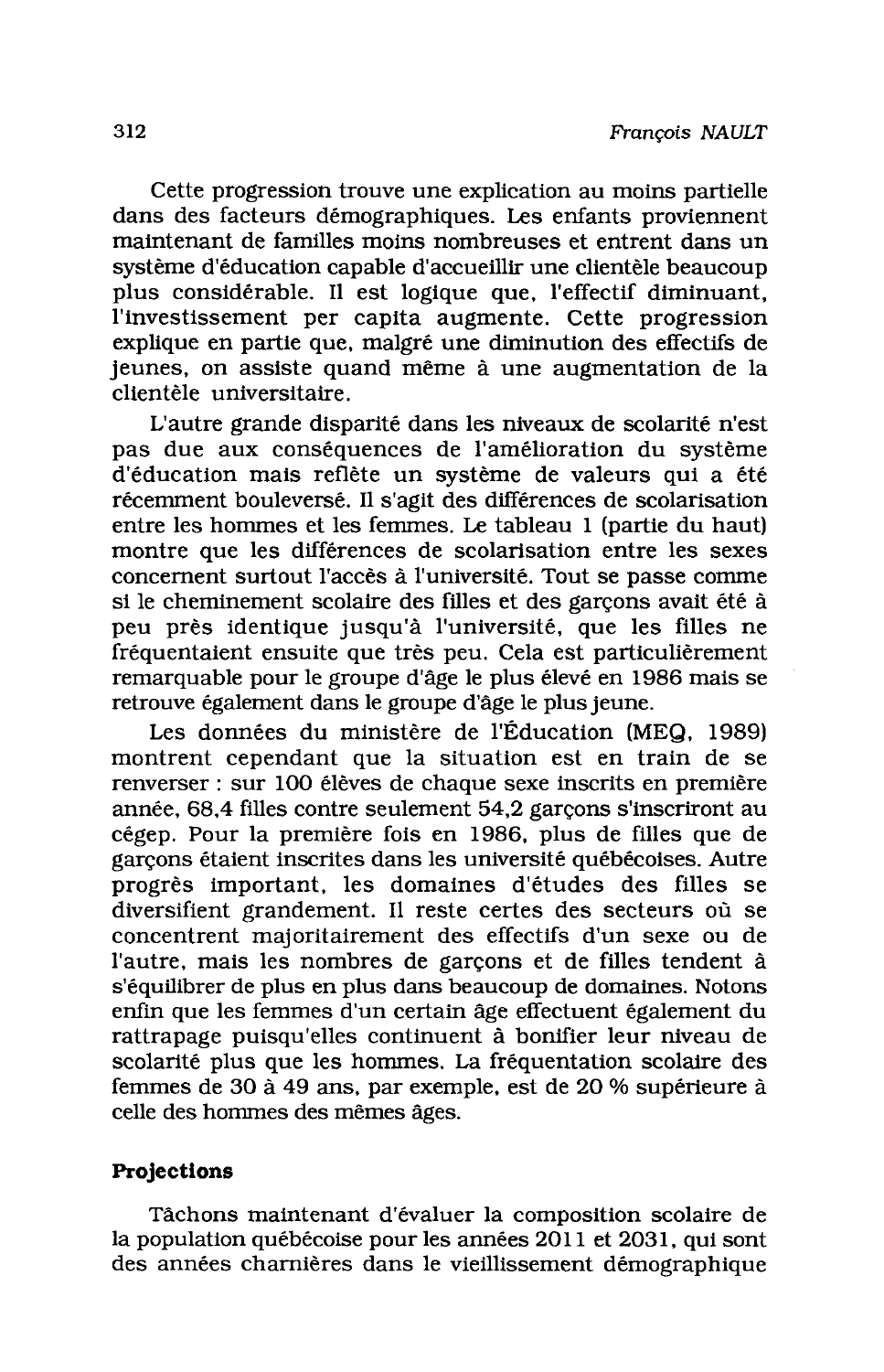Cette progression trouve une explication au moins partielle dans des facteurs démographiques. Les enfants proviennent maintenant de familles moins nombreuses et entrent dans un système d'éducation capable d'accueillir une clientèle beaucoup plus considérable. Il est logique que, l'effectif diminuant, l'investissement per capita augmente. Cette progression explique en partie que, malgré une diminution des effectifs de jeunes, on assiste quand même à une augmentation de la clientèle universitaire.

L'autre grande disparité dans les niveaux de scolarité n'est pas due aux conséquences de l'amélioration du système d'éducation mais reflète un système de valeurs qui a été récemment bouleversé. Il s'agit des différences de scolarisation entre les hommes et les femmes. Le tableau 1 (partie du haut) montre que les différences de scolarisation entre les sexes concernent surtout l'accès à l'université. Tout se passe comme si le cheminement scolaire des filles et des garçons avait été à peu près identique jusqu'à l'université, que les filles ne fréquentaient ensuite que très peu. Cela est particulièrement remarquable pour le groupe d'âge le plus élevé en 1986 mais se retrouve également dans le groupe d'âge le plus jeune.

Les données du ministère de l'Éducation (MEQ, 1989) montrent cependant que la situation est en train de se renverser : sur 100 élèves de chaque sexe inscrits en première année, 68,4 filles contre seulement 54,2 garçons s'inscriront au cégep. Pour la première fois en 1986, plus de filles que de garçons étaient inscrites dans les université québécoises. Autre progrès important, les domaines d'études des filles se diversifient grandement. Il reste certes des secteurs où se concentrent majoritairement des effectifs d'un sexe ou de l'autre, mais les nombres de garçons et de filles tendent à s'équilibrer de plus en plus dans beaucoup de domaines. Notons enfin que les femmes d'un certain âge effectuent également du rattrapage puisqu'elles continuent à bonifier leur niveau de scolarité plus que les hommes. La fréquentation scolaire des femmes de 30 à 49 ans, par exemple, est de 20 % supérieure à celle des hommes des mêmes âges.

## Projections

Tâchons maintenant d'évaluer la composition scolaire de la population québécoise pour les années 2011 et 2031, qui sont des années charnières dans le vieillissement démographique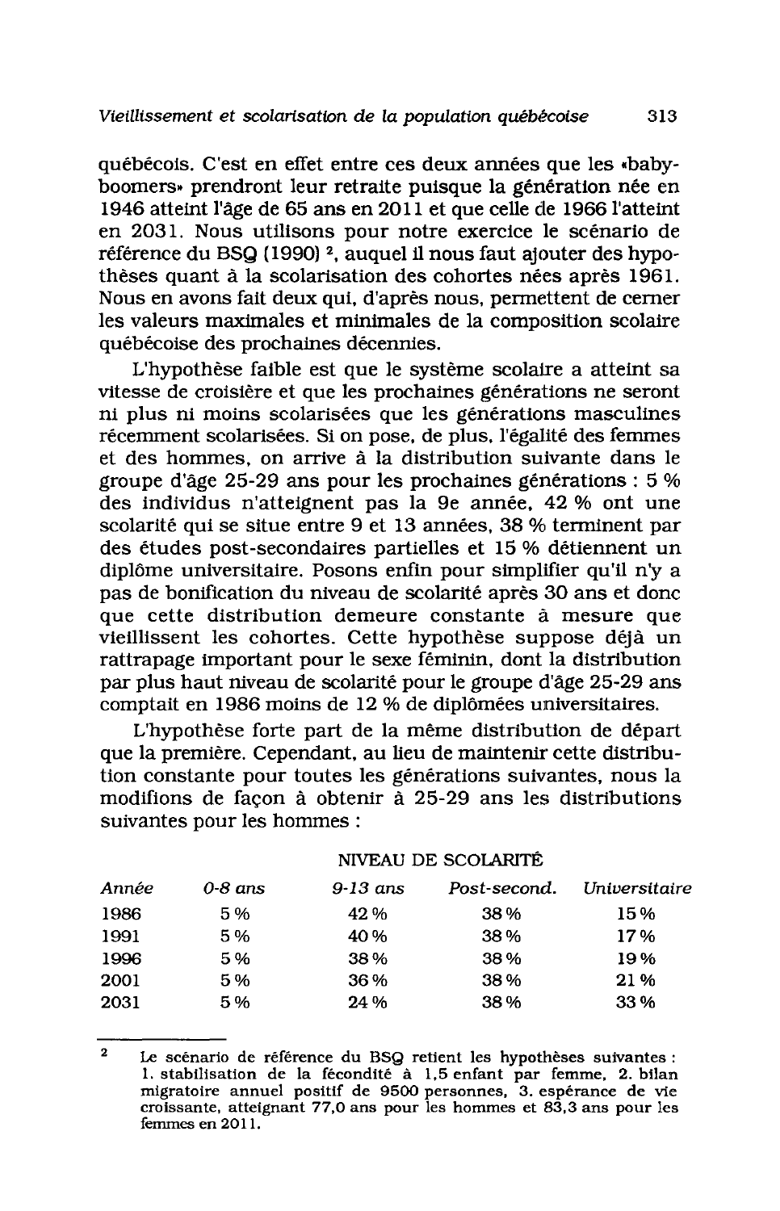québécois. C'est en effet entre ces deux années que les «baby-boomers» prendront leur retraite puisque la génération née en 1946 atteint l'âge de 65 ans en 2011 et que celle de 1966 l'atteint en 2031. Nous utilisons pour notre exercice le scénario de référence du BSQ (1990) [2], auquel il nous faut ajouter des hypothèses quant à la scolarisation des cohortes nées après 1961. Nous en avons fait deux qui, d'après nous, permettent de cerner les valeurs maximales et minimales de la composition scolaire québécoise des prochaines décennies.

L'hypothèse faible est que le système scolaire a atteint sa vitesse de croisière et que les prochaines générations ne seront ni plus ni moins scolarisées que les générations masculines récemment scolarisées. Si on pose, de plus, l'égalité des femmes et des hommes, on arrive à la distribution suivante dans le groupe d'âge 25-29 ans pour les prochaines générations : 5 % des individus n'atteignent pas la 9e année, 42 % ont une scolarité qui se situe entre 9 et 13 années, 38 % terminent par des études post-secondaires partielles et 15 % détiennent un diplôme universitaire. Posons enfin pour simplifier qu'il n'y a pas de bonification du niveau de scolarité après 30 ans et donc que cette distribution demeure constante à mesure que vieillissent les cohortes. Cette hypothèse suppose déjà un rattrapage important pour le sexe féminin, dont la distribution par plus haut niveau de scolarité pour le groupe d'âge 25-29 ans comptait en 1986 moins de 12 % de diplômées universitaires.

L'hypothèse forte part de la même distribution de départ que la première. Cependant, au lieu de maintenir cette distribution constante pour toutes les générations suivantes, nous la modifions de façon à obtenir à 25-29 ans les distributions suivantes pour les hommes :

| | NIVEAU DE SCOLARITÉ | | | |
|---|---|---|---|---|
| *Année* | *0-8 ans* | *9-13 ans* | *Post-second.* | *Universitaire* |
| 1986 | 5 % | 42 % | 38 % | 15 % |
| 1991 | 5 % | 40 % | 38 % | 17 % |
| 1996 | 5 % | 38 % | 38 % | 19 % |
| 2001 | 5 % | 36 % | 38 % | 21 % |
| 2031 | 5 % | 24 % | 38 % | 33 % |

[2] Le scénario de référence du BSQ retient les hypothèses suivantes : 1. stabilisation de la fécondité à 1,5 enfant par femme, 2. bilan migratoire annuel positif de 9500 personnes, 3. espérance de vie croissante, atteignant 77,0 ans pour les hommes et 83,3 ans pour les femmes en 2011.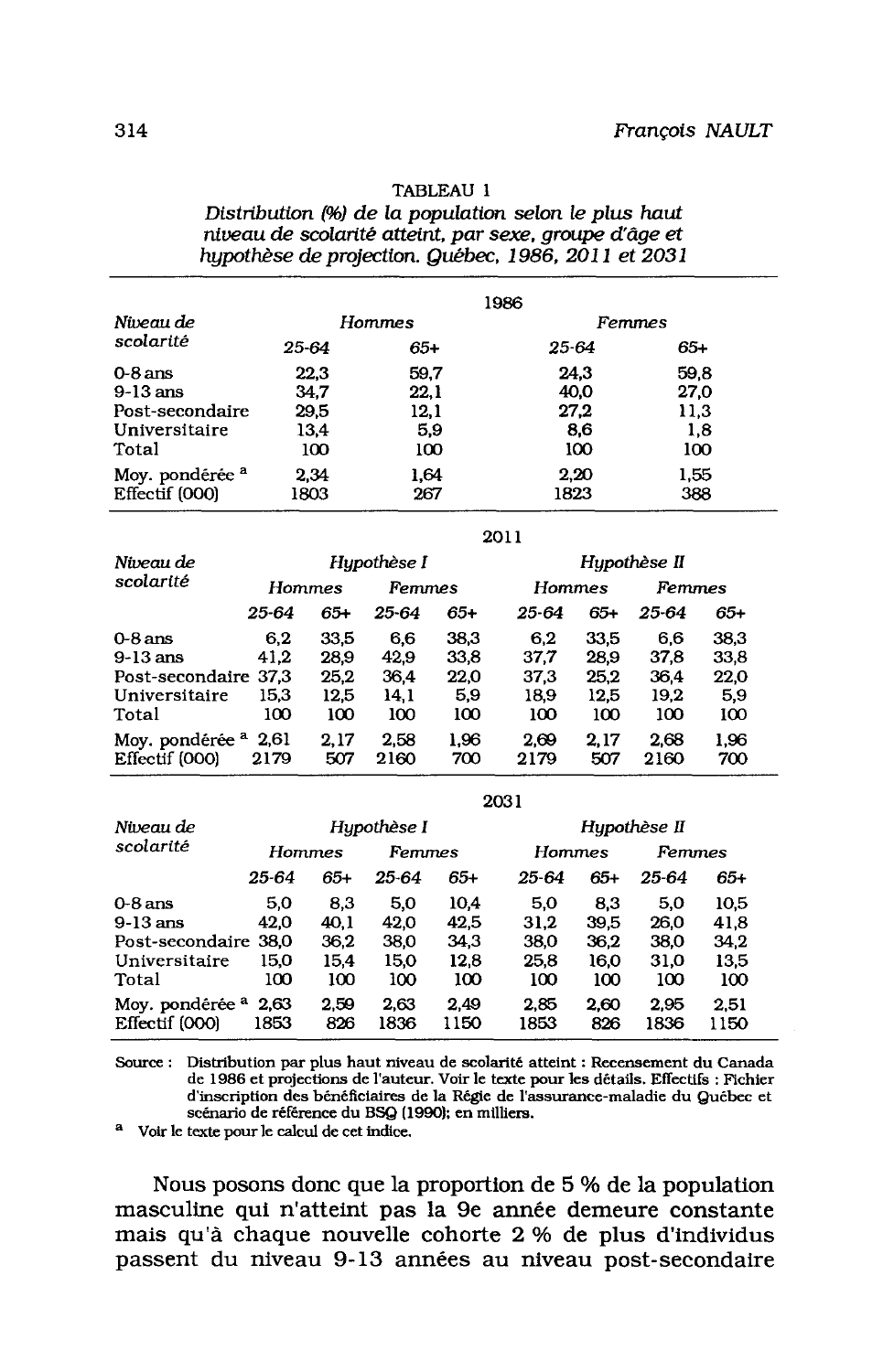TABLEAU 1

*Distribution (%) de la population selon le plus haut niveau de scolarité atteint, par sexe, groupe d'âge et hypothèse de projection. Québec, 1986, 2011 et 2031*

| Niveau de scolarité | 1986 | | | |
|---|---|---|---|---|
| | Hommes | | Femmes | |
| | 25-64 | 65+ | 25-64 | 65+ |
| 0-8 ans | 22,3 | 59,7 | 24,3 | 59,8 |
| 9-13 ans | 34,7 | 22,1 | 40,0 | 27,0 |
| Post-secondaire | 29,5 | 12,1 | 27,2 | 11,3 |
| Universitaire | 13,4 | 5,9 | 8,6 | 1,8 |
| Total | 100 | 100 | 100 | 100 |
| Moy. pondérée [a] | 2,34 | 1,64 | 2,20 | 1,55 |
| Effectif (000) | 1803 | 267 | 1823 | 388 |

| Niveau de scolarité | 2011 | | | | | | | |
|---|---|---|---|---|---|---|---|---|
| | Hypothèse I | | | | Hypothèse II | | | |
| | Hommes | | Femmes | | Hommes | | Femmes | |
| | 25-64 | 65+ | 25-64 | 65+ | 25-64 | 65+ | 25-64 | 65+ |
| 0-8 ans | 6,2 | 33,5 | 6,6 | 38,3 | 6,2 | 33,5 | 6,6 | 38,3 |
| 9-13 ans | 41,2 | 28,9 | 42,9 | 33,8 | 37,7 | 28,9 | 37,8 | 33,8 |
| Post-secondaire | 37,3 | 25,2 | 36,4 | 22,0 | 37,3 | 25,2 | 36,4 | 22,0 |
| Universitaire | 15,3 | 12,5 | 14,1 | 5,9 | 18,9 | 12,5 | 19,2 | 5,9 |
| Total | 100 | 100 | 100 | 100 | 100 | 100 | 100 | 100 |
| Moy. pondérée [a] | 2,61 | 2,17 | 2,58 | 1,96 | 2,69 | 2,17 | 2,68 | 1,96 |
| Effectif (000) | 2179 | 507 | 2160 | 700 | 2179 | 507 | 2160 | 700 |

| Niveau de scolarité | 2031 | | | | | | | |
|---|---|---|---|---|---|---|---|---|
| | Hypothèse I | | | | Hypothèse II | | | |
| | Hommes | | Femmes | | Hommes | | Femmes | |
| | 25-64 | 65+ | 25-64 | 65+ | 25-64 | 65+ | 25-64 | 65+ |
| 0-8 ans | 5,0 | 8,3 | 5,0 | 10,4 | 5,0 | 8,3 | 5,0 | 10,5 |
| 9-13 ans | 42,0 | 40,1 | 42,0 | 42,5 | 31,2 | 39,5 | 26,0 | 41,8 |
| Post-secondaire | 38,0 | 36,2 | 38,0 | 34,3 | 38,0 | 36,2 | 38,0 | 34,2 |
| Universitaire | 15,0 | 15,4 | 15,0 | 12,8 | 25,8 | 16,0 | 31,0 | 13,5 |
| Total | 100 | 100 | 100 | 100 | 100 | 100 | 100 | 100 |
| Moy. pondérée [a] | 2,63 | 2,59 | 2,63 | 2,49 | 2,85 | 2,60 | 2,95 | 2,51 |
| Effectif (000) | 1853 | 826 | 1836 | 1150 | 1853 | 826 | 1836 | 1150 |

Source : Distribution par plus haut niveau de scolarité atteint : Recensement du Canada de 1986 et projections de l'auteur. Voir le texte pour les détails. Effectifs : Fichier d'inscription des bénéficiaires de la Régie de l'assurance-maladie du Québec et scénario de référence du BSQ (1990); en milliers.

[a] Voir le texte pour le calcul de cet indice.

Nous posons donc que la proportion de 5 % de la population masculine qui n'atteint pas la 9e année demeure constante mais qu'à chaque nouvelle cohorte 2 % de plus d'individus passent du niveau 9-13 années au niveau post-secondaire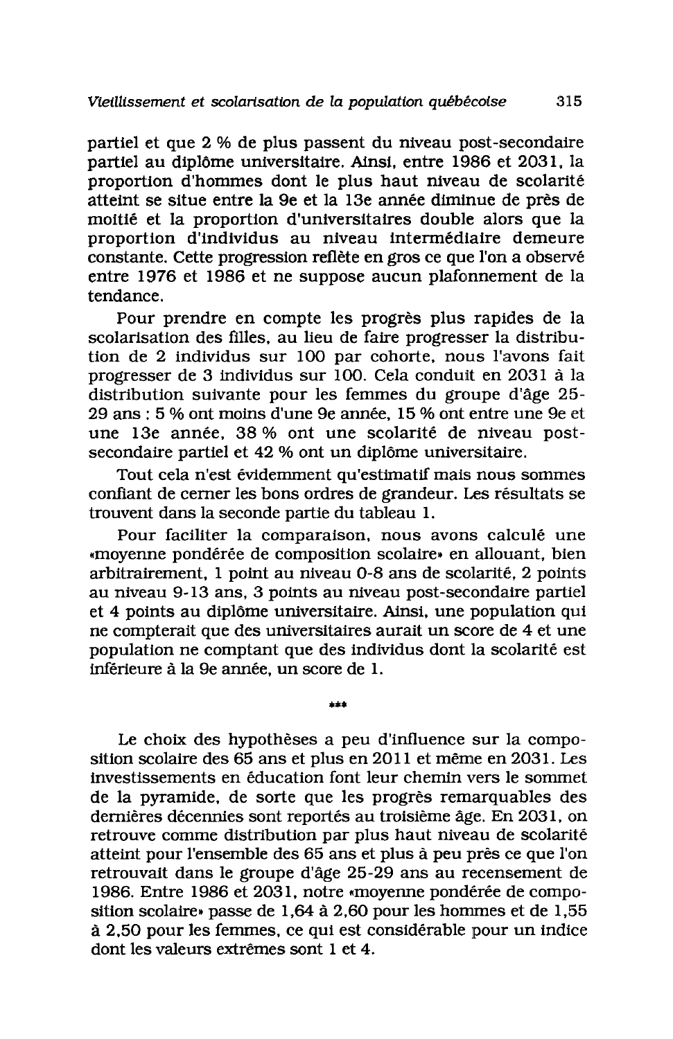partiel et que 2 % de plus passent du niveau post-secondaire partiel au diplôme universitaire. Ainsi, entre 1986 et 2031, la proportion d'hommes dont le plus haut niveau de scolarité atteint se situe entre la 9e et la 13e année diminue de près de moitié et la proportion d'universitaires double alors que la proportion d'individus au niveau intermédiaire demeure constante. Cette progression reflète en gros ce que l'on a observé entre 1976 et 1986 et ne suppose aucun plafonnement de la tendance.

Pour prendre en compte les progrès plus rapides de la scolarisation des filles, au lieu de faire progresser la distribution de 2 individus sur 100 par cohorte, nous l'avons fait progresser de 3 individus sur 100. Cela conduit en 2031 à la distribution suivante pour les femmes du groupe d'âge 25-29 ans : 5 % ont moins d'une 9e année, 15 % ont entre une 9e et une 13e année, 38 % ont une scolarité de niveau post-secondaire partiel et 42 % ont un diplôme universitaire.

Tout cela n'est évidemment qu'estimatif mais nous sommes confiant de cerner les bons ordres de grandeur. Les résultats se trouvent dans la seconde partie du tableau 1.

Pour faciliter la comparaison, nous avons calculé une «moyenne pondérée de composition scolaire» en allouant, bien arbitrairement, 1 point au niveau 0-8 ans de scolarité, 2 points au niveau 9-13 ans, 3 points au niveau post-secondaire partiel et 4 points au diplôme universitaire. Ainsi, une population qui ne compterait que des universitaires aurait un score de 4 et une population ne comptant que des individus dont la scolarité est inférieure à la 9e année, un score de 1.

***

Le choix des hypothèses a peu d'influence sur la composition scolaire des 65 ans et plus en 2011 et même en 2031. Les investissements en éducation font leur chemin vers le sommet de la pyramide, de sorte que les progrès remarquables des dernières décennies sont reportés au troisième âge. En 2031, on retrouve comme distribution par plus haut niveau de scolarité atteint pour l'ensemble des 65 ans et plus à peu près ce que l'on retrouvait dans le groupe d'âge 25-29 ans au recensement de 1986. Entre 1986 et 2031, notre «moyenne pondérée de composition scolaire» passe de 1,64 à 2,60 pour les hommes et de 1,55 à 2,50 pour les femmes, ce qui est considérable pour un indice dont les valeurs extrêmes sont 1 et 4.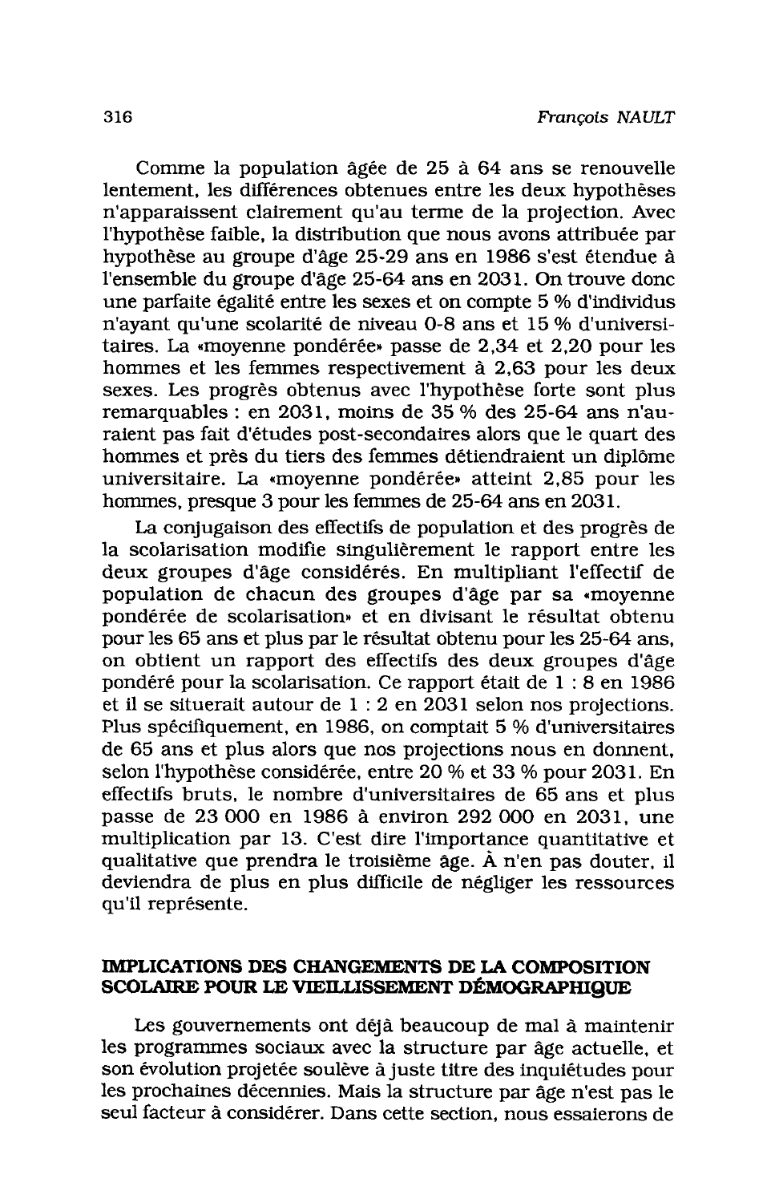Comme la population âgée de 25 à 64 ans se renouvelle lentement, les différences obtenues entre les deux hypothèses n'apparaissent clairement qu'au terme de la projection. Avec l'hypothèse faible, la distribution que nous avons attribuée par hypothèse au groupe d'âge 25-29 ans en 1986 s'est étendue à l'ensemble du groupe d'âge 25-64 ans en 2031. On trouve donc une parfaite égalité entre les sexes et on compte 5 % d'individus n'ayant qu'une scolarité de niveau 0-8 ans et 15 % d'universitaires. La «moyenne pondérée» passe de 2,34 et 2,20 pour les hommes et les femmes respectivement à 2,63 pour les deux sexes. Les progrès obtenus avec l'hypothèse forte sont plus remarquables : en 2031, moins de 35 % des 25-64 ans n'auraient pas fait d'études post-secondaires alors que le quart des hommes et près du tiers des femmes détiendraient un diplôme universitaire. La «moyenne pondérée» atteint 2,85 pour les hommes, presque 3 pour les femmes de 25-64 ans en 2031.

La conjugaison des effectifs de population et des progrès de la scolarisation modifie singulièrement le rapport entre les deux groupes d'âge considérés. En multipliant l'effectif de population de chacun des groupes d'âge par sa «moyenne pondérée de scolarisation» et en divisant le résultat obtenu pour les 65 ans et plus par le résultat obtenu pour les 25-64 ans, on obtient un rapport des effectifs des deux groupes d'âge pondéré pour la scolarisation. Ce rapport était de 1 : 8 en 1986 et il se situerait autour de 1 : 2 en 2031 selon nos projections. Plus spécifiquement, en 1986, on comptait 5 % d'universitaires de 65 ans et plus alors que nos projections nous en donnent, selon l'hypothèse considérée, entre 20 % et 33 % pour 2031. En effectifs bruts, le nombre d'universitaires de 65 ans et plus passe de 23 000 en 1986 à environ 292 000 en 2031, une multiplication par 13. C'est dire l'importance quantitative et qualitative que prendra le troisième âge. À n'en pas douter, il deviendra de plus en plus difficile de négliger les ressources qu'il représente.

## IMPLICATIONS DES CHANGEMENTS DE LA COMPOSITION SCOLAIRE POUR LE VIEILLISSEMENT DÉMOGRAPHIQUE

Les gouvernements ont déjà beaucoup de mal à maintenir les programmes sociaux avec la structure par âge actuelle, et son évolution projetée soulève à juste titre des inquiétudes pour les prochaines décennies. Mais la structure par âge n'est pas le seul facteur à considérer. Dans cette section, nous essaierons de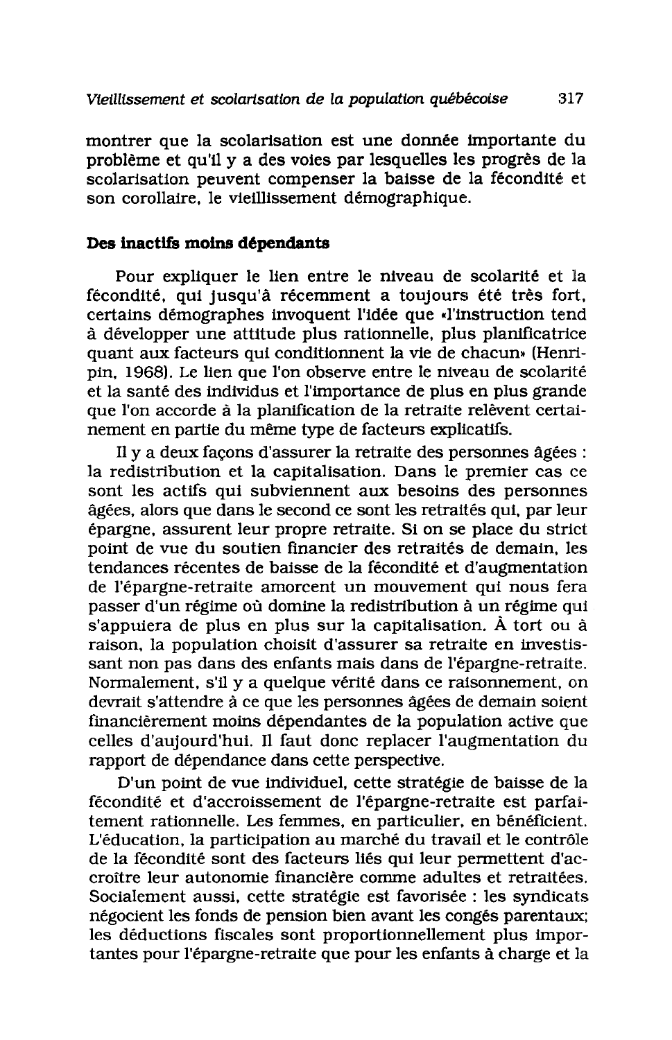montrer que la scolarisation est une donnée importante du problème et qu'il y a des voies par lesquelles les progrès de la scolarisation peuvent compenser la baisse de la fécondité et son corollaire, le vieillissement démographique.

## Des inactifs moins dépendants

Pour expliquer le lien entre le niveau de scolarité et la fécondité, qui jusqu'à récemment a toujours été très fort, certains démographes invoquent l'idée que «l'instruction tend à développer une attitude plus rationnelle, plus planificatrice quant aux facteurs qui conditionnent la vie de chacun» (Henripin, 1968). Le lien que l'on observe entre le niveau de scolarité et la santé des individus et l'importance de plus en plus grande que l'on accorde à la planification de la retraite relèvent certainement en partie du même type de facteurs explicatifs.

Il y a deux façons d'assurer la retraite des personnes âgées : la redistribution et la capitalisation. Dans le premier cas ce sont les actifs qui subviennent aux besoins des personnes âgées, alors que dans le second ce sont les retraités qui, par leur épargne, assurent leur propre retraite. Si on se place du strict point de vue du soutien financier des retraités de demain, les tendances récentes de baisse de la fécondité et d'augmentation de l'épargne-retraite amorcent un mouvement qui nous fera passer d'un régime où domine la redistribution à un régime qui s'appuiera de plus en plus sur la capitalisation. À tort ou à raison, la population choisit d'assurer sa retraite en investissant non pas dans des enfants mais dans de l'épargne-retraite. Normalement, s'il y a quelque vérité dans ce raisonnement, on devrait s'attendre à ce que les personnes âgées de demain soient financièrement moins dépendantes de la population active que celles d'aujourd'hui. Il faut donc replacer l'augmentation du rapport de dépendance dans cette perspective.

D'un point de vue individuel, cette stratégie de baisse de la fécondité et d'accroissement de l'épargne-retraite est parfaitement rationnelle. Les femmes, en particulier, en bénéficient. L'éducation, la participation au marché du travail et le contrôle de la fécondité sont des facteurs liés qui leur permettent d'accroître leur autonomie financière comme adultes et retraitées. Socialement aussi, cette stratégie est favorisée : les syndicats négocient les fonds de pension bien avant les congés parentaux; les déductions fiscales sont proportionnellement plus importantes pour l'épargne-retraite que pour les enfants à charge et la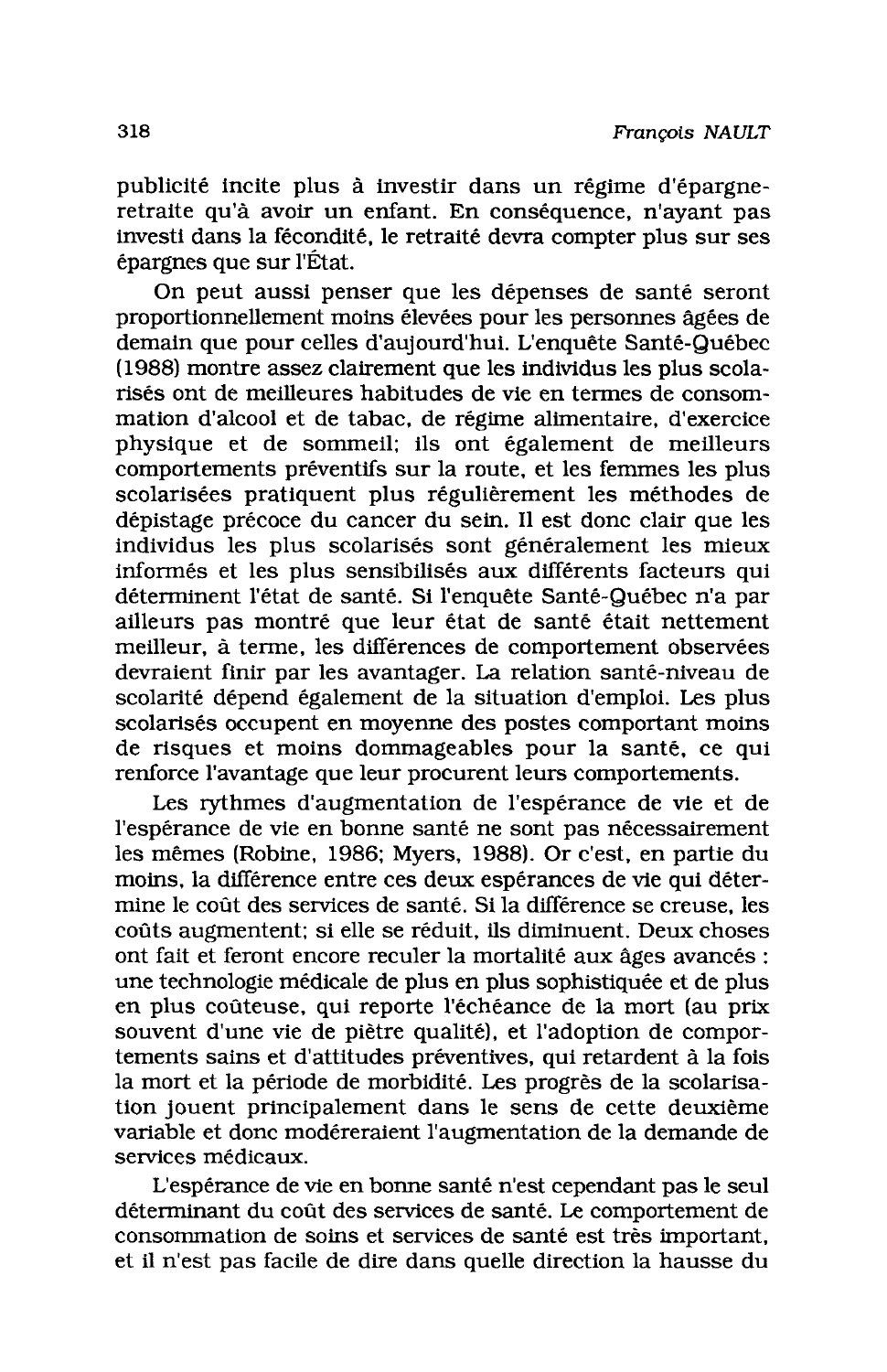publicité incite plus à investir dans un régime d'épargne-retraite qu'à avoir un enfant. En conséquence, n'ayant pas investi dans la fécondité, le retraité devra compter plus sur ses épargnes que sur l'État.

On peut aussi penser que les dépenses de santé seront proportionnellement moins élevées pour les personnes âgées de demain que pour celles d'aujourd'hui. L'enquête Santé-Québec (1988) montre assez clairement que les individus les plus scolarisés ont de meilleures habitudes de vie en termes de consommation d'alcool et de tabac, de régime alimentaire, d'exercice physique et de sommeil; ils ont également de meilleurs comportements préventifs sur la route, et les femmes les plus scolarisées pratiquent plus régulièrement les méthodes de dépistage précoce du cancer du sein. Il est donc clair que les individus les plus scolarisés sont généralement les mieux informés et les plus sensibilisés aux différents facteurs qui déterminent l'état de santé. Si l'enquête Santé-Québec n'a par ailleurs pas montré que leur état de santé était nettement meilleur, à terme, les différences de comportement observées devraient finir par les avantager. La relation santé-niveau de scolarité dépend également de la situation d'emploi. Les plus scolarisés occupent en moyenne des postes comportant moins de risques et moins dommageables pour la santé, ce qui renforce l'avantage que leur procurent leurs comportements.

Les rythmes d'augmentation de l'espérance de vie et de l'espérance de vie en bonne santé ne sont pas nécessairement les mêmes (Robine, 1986; Myers, 1988). Or c'est, en partie du moins, la différence entre ces deux espérances de vie qui détermine le coût des services de santé. Si la différence se creuse, les coûts augmentent; si elle se réduit, ils diminuent. Deux choses ont fait et feront encore reculer la mortalité aux âges avancés : une technologie médicale de plus en plus sophistiquée et de plus en plus coûteuse, qui reporte l'échéance de la mort (au prix souvent d'une vie de piètre qualité), et l'adoption de comportements sains et d'attitudes préventives, qui retardent à la fois la mort et la période de morbidité. Les progrès de la scolarisation jouent principalement dans le sens de cette deuxième variable et donc modéreraient l'augmentation de la demande de services médicaux.

L'espérance de vie en bonne santé n'est cependant pas le seul déterminant du coût des services de santé. Le comportement de consommation de soins et services de santé est très important, et il n'est pas facile de dire dans quelle direction la hausse du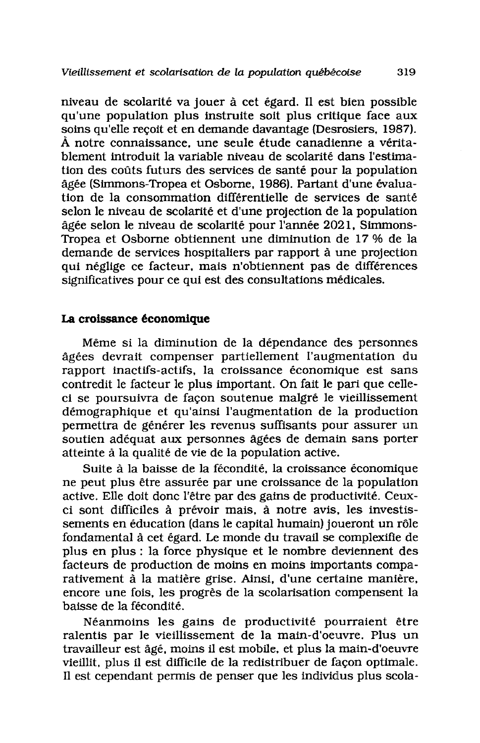niveau de scolarité va jouer à cet égard. Il est bien possible qu'une population plus instruite soit plus critique face aux soins qu'elle reçoit et en demande davantage (Desrosiers, 1987). À notre connaissance, une seule étude canadienne a véritablement introduit la variable niveau de scolarité dans l'estimation des coûts futurs des services de santé pour la population âgée (Simmons-Tropea et Osborne, 1986). Partant d'une évaluation de la consommation différentielle de services de santé selon le niveau de scolarité et d'une projection de la population âgée selon le niveau de scolarité pour l'année 2021, Simmons-Tropea et Osborne obtiennent une diminution de 17 % de la demande de services hospitaliers par rapport à une projection qui néglige ce facteur, mais n'obtiennent pas de différences significatives pour ce qui est des consultations médicales.

### La croissance économique

Même si la diminution de la dépendance des personnes âgées devrait compenser partiellement l'augmentation du rapport inactifs-actifs, la croissance économique est sans contredit le facteur le plus important. On fait le pari que celle-ci se poursuivra de façon soutenue malgré le vieillissement démographique et qu'ainsi l'augmentation de la production permettra de générer les revenus suffisants pour assurer un soutien adéquat aux personnes âgées de demain sans porter atteinte à la qualité de vie de la population active.

Suite à la baisse de la fécondité, la croissance économique ne peut plus être assurée par une croissance de la population active. Elle doit donc l'être par des gains de productivité. Ceux-ci sont difficiles à prévoir mais, à notre avis, les investissements en éducation (dans le capital humain) joueront un rôle fondamental à cet égard. Le monde du travail se complexifie de plus en plus : la force physique et le nombre deviennent des facteurs de production de moins en moins importants comparativement à la matière grise. Ainsi, d'une certaine manière, encore une fois, les progrès de la scolarisation compensent la baisse de la fécondité.

Néanmoins les gains de productivité pourraient être ralentis par le vieillissement de la main-d'oeuvre. Plus un travailleur est âgé, moins il est mobile, et plus la main-d'oeuvre vieillit, plus il est difficile de la redistribuer de façon optimale. Il est cependant permis de penser que les individus plus scola-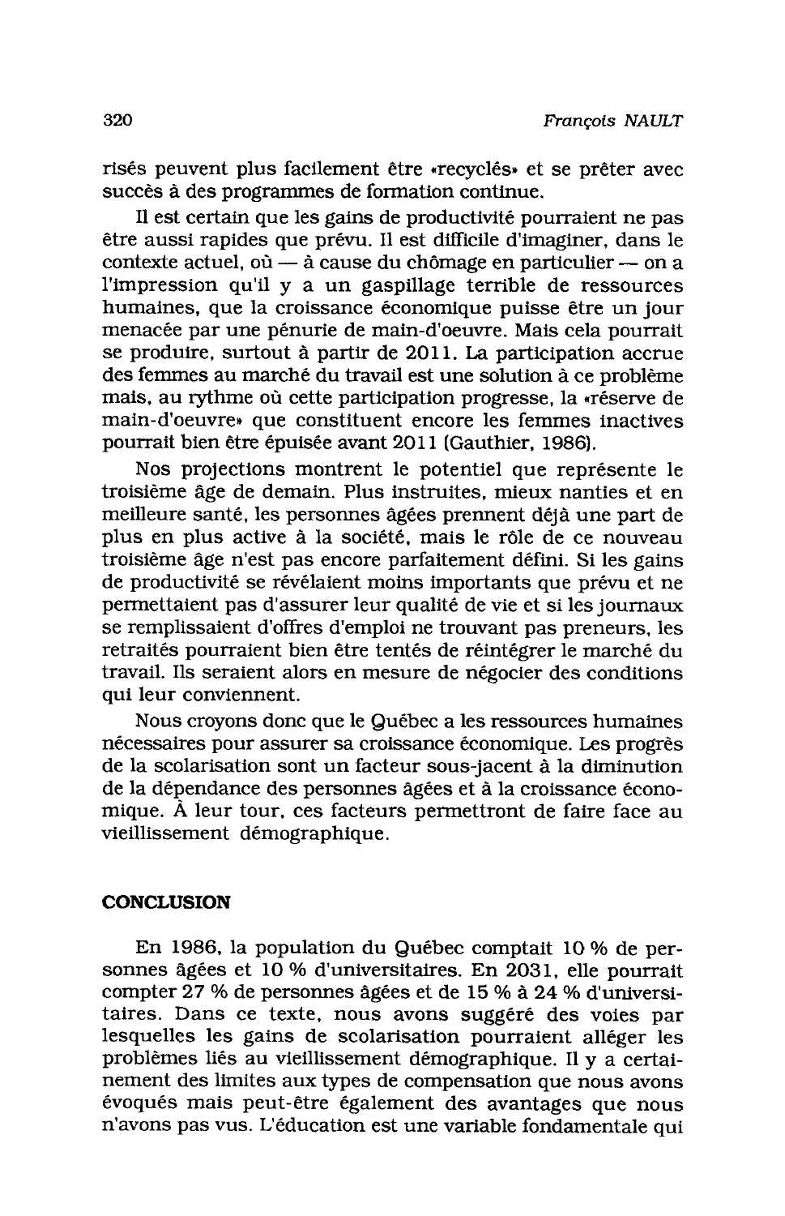risés peuvent plus facilement être «recyclés» et se prêter avec succès à des programmes de formation continue.

Il est certain que les gains de productivité pourraient ne pas être aussi rapides que prévu. Il est difficile d'imaginer, dans le contexte actuel, où — à cause du chômage en particulier — on a l'impression qu'il y a un gaspillage terrible de ressources humaines, que la croissance économique puisse être un jour menacée par une pénurie de main-d'oeuvre. Mais cela pourrait se produire, surtout à partir de 2011. La participation accrue des femmes au marché du travail est une solution à ce problème mais, au rythme où cette participation progresse, la «réserve de main-d'oeuvre» que constituent encore les femmes inactives pourrait bien être épuisée avant 2011 (Gauthier, 1986).

Nos projections montrent le potentiel que représente le troisième âge de demain. Plus instruites, mieux nanties et en meilleure santé, les personnes âgées prennent déjà une part de plus en plus active à la société, mais le rôle de ce nouveau troisième âge n'est pas encore parfaitement défini. Si les gains de productivité se révélaient moins importants que prévu et ne permettaient pas d'assurer leur qualité de vie et si les journaux se remplissaient d'offres d'emploi ne trouvant pas preneurs, les retraités pourraient bien être tentés de réintégrer le marché du travail. Ils seraient alors en mesure de négocier des conditions qui leur conviennent.

Nous croyons donc que le Québec a les ressources humaines nécessaires pour assurer sa croissance économique. Les progrès de la scolarisation sont un facteur sous-jacent à la diminution de la dépendance des personnes âgées et à la croissance économique. À leur tour, ces facteurs permettront de faire face au vieillissement démographique.

## CONCLUSION

En 1986, la population du Québec comptait 10 % de personnes âgées et 10 % d'universitaires. En 2031, elle pourrait compter 27 % de personnes âgées et de 15 % à 24 % d'universitaires. Dans ce texte, nous avons suggéré des voies par lesquelles les gains de scolarisation pourraient alléger les problèmes liés au vieillissement démographique. Il y a certainement des limites aux types de compensation que nous avons évoqués mais peut-être également des avantages que nous n'avons pas vus. L'éducation est une variable fondamentale qui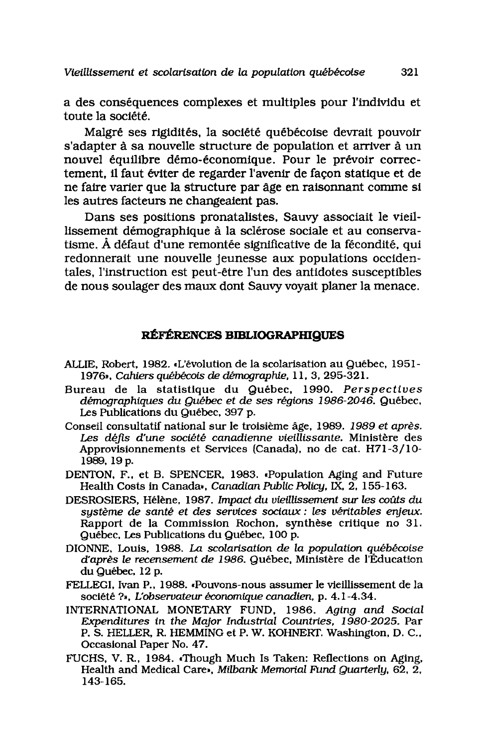a des conséquences complexes et multiples pour l'individu et toute la société.

Malgré ses rigidités, la société québécoise devrait pouvoir s'adapter à sa nouvelle structure de population et arriver à un nouvel équilibre démo-économique. Pour le prévoir correctement, il faut éviter de regarder l'avenir de façon statique et de ne faire varier que la structure par âge en raisonnant comme si les autres facteurs ne changeaient pas.

Dans ses positions pronatalistes, Sauvy associait le vieillissement démographique à la sclérose sociale et au conservatisme. À défaut d'une remontée significative de la fécondité, qui redonnerait une nouvelle jeunesse aux populations occidentales, l'instruction est peut-être l'un des antidotes susceptibles de nous soulager des maux dont Sauvy voyait planer la menace.

## RÉFÉRENCES BIBLIOGRAPHIQUES

ALLIE, Robert, 1982. «L'évolution de la scolarisation au Québec, 1951-1976», *Cahiers québécois de démographie*, 11, 3, 295-321.

Bureau de la statistique du Québec, 1990. *Perspectives démographiques du Québec et de ses régions 1986-2046*. Québec, Les Publications du Québec, 397 p.

Conseil consultatif national sur le troisième âge, 1989. *1989 et après. Les défis d'une société canadienne vieillissante*. Ministère des Approvisionnements et Services (Canada), no de cat. H71-3/10-1989, 19 p.

DENTON, F., et B. SPENCER, 1983. «Population Aging and Future Health Costs in Canada», *Canadian Public Policy*, IX, 2, 155-163.

DESROSIERS, Hélène, 1987. *Impact du vieillissement sur les coûts du système de santé et des services sociaux : les véritables enjeux*. Rapport de la Commission Rochon, synthèse critique no 31. Québec, Les Publications du Québec, 100 p.

DIONNE, Louis, 1988. *La scolarisation de la population québécoise d'après le recensement de 1986*. Québec, Ministère de l'Éducation du Québec, 12 p.

FELLEGI, Ivan P., 1988. «Pouvons-nous assumer le vieillissement de la société ?», *L'observateur économique canadien*, p. 4.1-4.34.

INTERNATIONAL MONETARY FUND, 1986. *Aging and Social Expenditures in the Major Industrial Countries, 1980-2025*. Par P. S. HELLER, R. HEMMING et P. W. KOHNERT. Washington, D. C., Occasional Paper No. 47.

FUCHS, V. R., 1984. «Though Much Is Taken: Reflections on Aging, Health and Medical Care», *Milbank Memorial Fund Quarterly*, 62, 2, 143-165.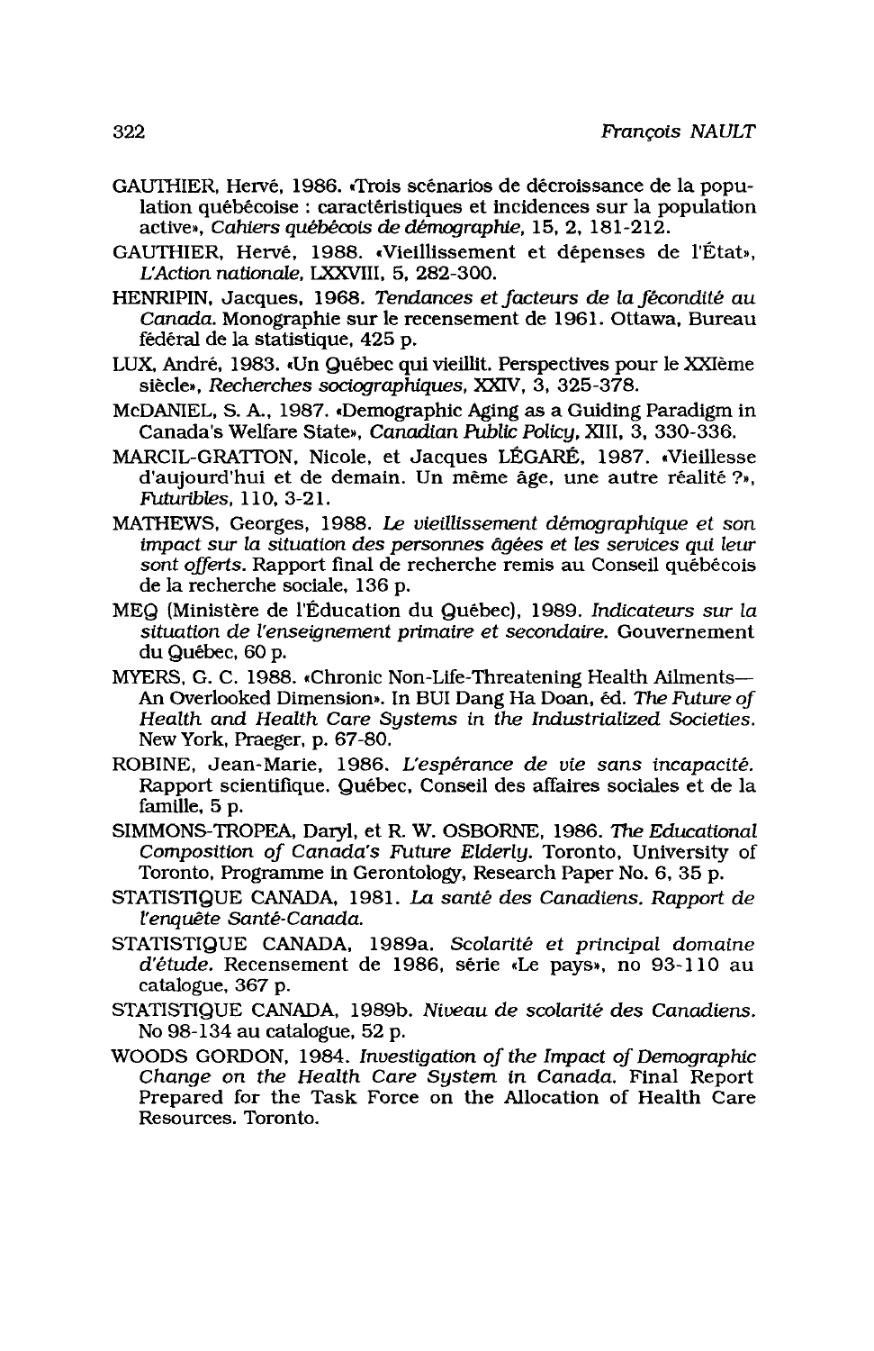GAUTHIER, Hervé, 1986. «Trois scénarios de décroissance de la population québécoise : caractéristiques et incidences sur la population active», *Cahiers québécois de démographie*, 15, 2, 181-212.

GAUTHIER, Hervé, 1988. «Vieillissement et dépenses de l'État», *L'Action nationale*, LXXVIII, 5, 282-300.

HENRIPIN, Jacques, 1968. *Tendances et facteurs de la fécondité au Canada*. Monographie sur le recensement de 1961. Ottawa, Bureau fédéral de la statistique, 425 p.

LUX, André, 1983. «Un Québec qui vieillit. Perspectives pour le XXIème siècle», *Recherches sociographiques*, XXIV, 3, 325-378.

McDANIEL, S. A., 1987. «Demographic Aging as a Guiding Paradigm in Canada's Welfare State», *Canadian Public Policy*, XIII, 3, 330-336.

MARCIL-GRATTON, Nicole, et Jacques LÉGARÉ, 1987. «Vieillesse d'aujourd'hui et de demain. Un même âge, une autre réalité ?», *Futuribles*, 110, 3-21.

MATHEWS, Georges, 1988. *Le vieillissement démographique et son impact sur la situation des personnes âgées et les services qui leur sont offerts*. Rapport final de recherche remis au Conseil québécois de la recherche sociale, 136 p.

MEQ (Ministère de l'Éducation du Québec), 1989. *Indicateurs sur la situation de l'enseignement primaire et secondaire*. Gouvernement du Québec, 60 p.

MYERS, G. C. 1988. «Chronic Non-Life-Threatening Health Ailments— An Overlooked Dimension». In BUI Dang Ha Doan, éd. *The Future of Health and Health Care Systems in the Industrialized Societies*. New York, Praeger, p. 67-80.

ROBINE, Jean-Marie, 1986. *L'espérance de vie sans incapacité*. Rapport scientifique. Québec, Conseil des affaires sociales et de la famille, 5 p.

SIMMONS-TROPEA, Daryl, et R. W. OSBORNE, 1986. *The Educational Composition of Canada's Future Elderly*. Toronto, University of Toronto, Programme in Gerontology, Research Paper No. 6, 35 p.

STATISTIQUE CANADA, 1981. *La santé des Canadiens. Rapport de l'enquête Santé-Canada*.

STATISTIQUE CANADA, 1989a. *Scolarité et principal domaine d'étude*. Recensement de 1986, série «Le pays», no 93-110 au catalogue, 367 p.

STATISTIQUE CANADA, 1989b. *Niveau de scolarité des Canadiens*. No 98-134 au catalogue, 52 p.

WOODS GORDON, 1984. *Investigation of the Impact of Demographic Change on the Health Care System in Canada*. Final Report Prepared for the Task Force on the Allocation of Health Care Resources. Toronto.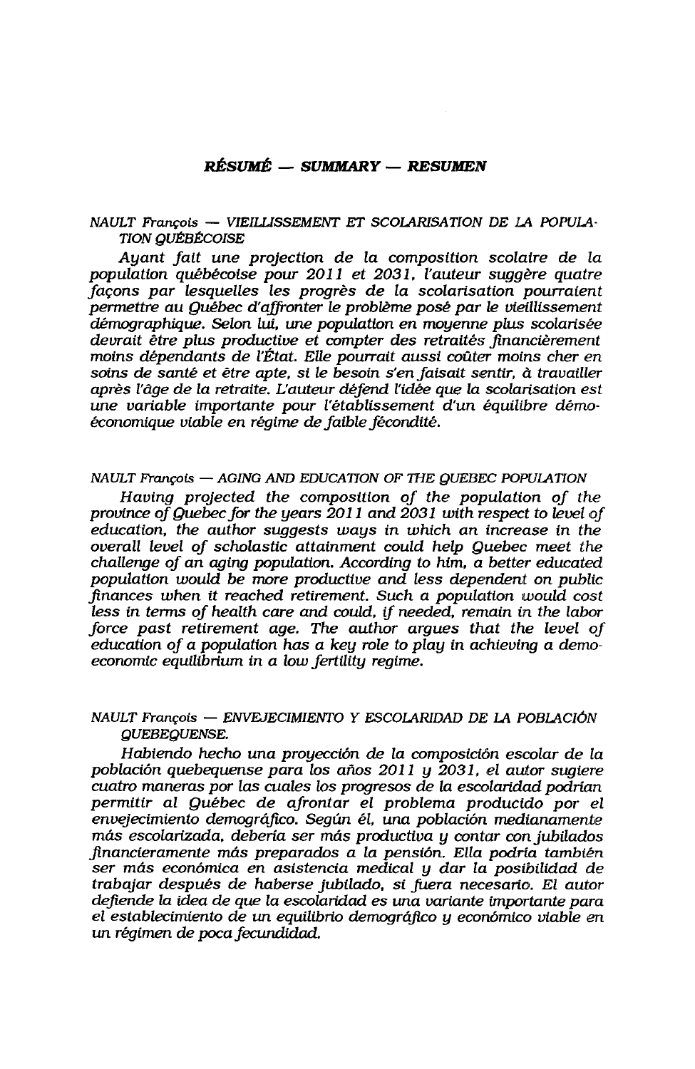## *RÉSUMÉ — SUMMARY — RESUMEN*

*NAULT François — VIEILLISSEMENT ET SCOLARISATION DE LA POPULATION QUÉBÉCOISE*

*Ayant fait une projection de la composition scolaire de la population québécoise pour 2011 et 2031, l'auteur suggère quatre façons par lesquelles les progrès de la scolarisation pourraient permettre au Québec d'affronter le problème posé par le vieillissement démographique. Selon lui, une population en moyenne plus scolarisée devrait être plus productive et compter des retraités financièrement moins dépendants de l'État. Elle pourrait aussi coûter moins cher en soins de santé et être apte, si le besoin s'en faisait sentir, à travailler après l'âge de la retraite. L'auteur défend l'idée que la scolarisation est une variable importante pour l'établissement d'un équilibre démo-économique viable en régime de faible fécondité.*

*NAULT François — AGING AND EDUCATION OF THE QUEBEC POPULATION*

*Having projected the composition of the population of the province of Quebec for the years 2011 and 2031 with respect to level of education, the author suggests ways in which an increase in the overall level of scholastic attainment could help Quebec meet the challenge of an aging population. According to him, a better educated population would be more productive and less dependent on public finances when it reached retirement. Such a population would cost less in terms of health care and could, if needed, remain in the labor force past retirement age. The author argues that the level of education of a population has a key role to play in achieving a demo-economic equilibrium in a low fertility regime.*

*NAULT François — ENVEJECIMIENTO Y ESCOLARIDAD DE LA POBLACIÓN QUEBEQUENSE.*

*Habiendo hecho una proyección de la composición escolar de la población quebequense para los años 2011 y 2031, el autor sugiere cuatro maneras por las cuales los progresos de la escolaridad podrían permitir al Québec de afrontar el problema producido por el envejecimiento demográfico. Según él, una población medianamente más escolarizada, debería ser más productiva y contar con jubilados financieramente más preparados a la pensión. Ella podría también ser más económica en asistencia medical y dar la posibilidad de trabajar después de haberse jubilado, si fuera necesario. El autor defiende la idea de que la escolaridad es una variante importante para el establecimiento de un equilibrio demográfico y económico viable en un régimen de poca fecundidad.*